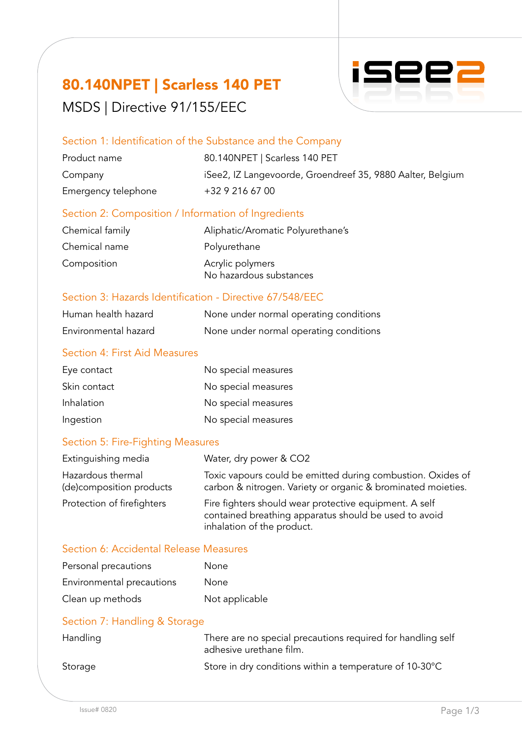# 80.140NPET | Scarless 140 PET

MSDS | Directive 91/155/EEC

## Section 1: Identification of the Substance and the Company

| | |
|---|---|
| Product name | 80.140NPET \| Scarless 140 PET |
| Company | iSee2, IZ Langevoorde, Groendreef 35, 9880 Aalter, Belgium |
| Emergency telephone | +32 9 216 67 00 |

## Section 2: Composition / Information of Ingredients

| | |
|---|---|
| Chemical family | Aliphatic/Aromatic Polyurethane's |
| Chemical name | Polyurethane |
| Composition | Acrylic polymers<br>No hazardous substances |

## Section 3: Hazards Identification - Directive 67/548/EEC

| | |
|---|---|
| Human health hazard | None under normal operating conditions |
| Environmental hazard | None under normal operating conditions |

## Section 4: First Aid Measures

| | |
|---|---|
| Eye contact | No special measures |
| Skin contact | No special measures |
| Inhalation | No special measures |
| Ingestion | No special measures |

## Section 5: Fire-Fighting Measures

| | |
|---|---|
| Extinguishing media | Water, dry power & $CO_2$ |
| Hazardous thermal (de)composition products | Toxic vapours could be emitted during combustion. Oxides of carbon & nitrogen. Variety or organic & brominated moieties. |
| Protection of firefighters | Fire fighters should wear protective equipment. A self contained breathing apparatus should be used to avoid inhalation of the product. |

## Section 6: Accidental Release Measures

| | |
|---|---|
| Personal precautions | None |
| Environmental precautions | None |
| Clean up methods | Not applicable |

## Section 7: Handling & Storage

| | |
|---|---|
| Handling | There are no special precautions required for handling self adhesive urethane film. |
| Storage | Store in dry conditions within a temperature of 10-30°C |

Issue# 0820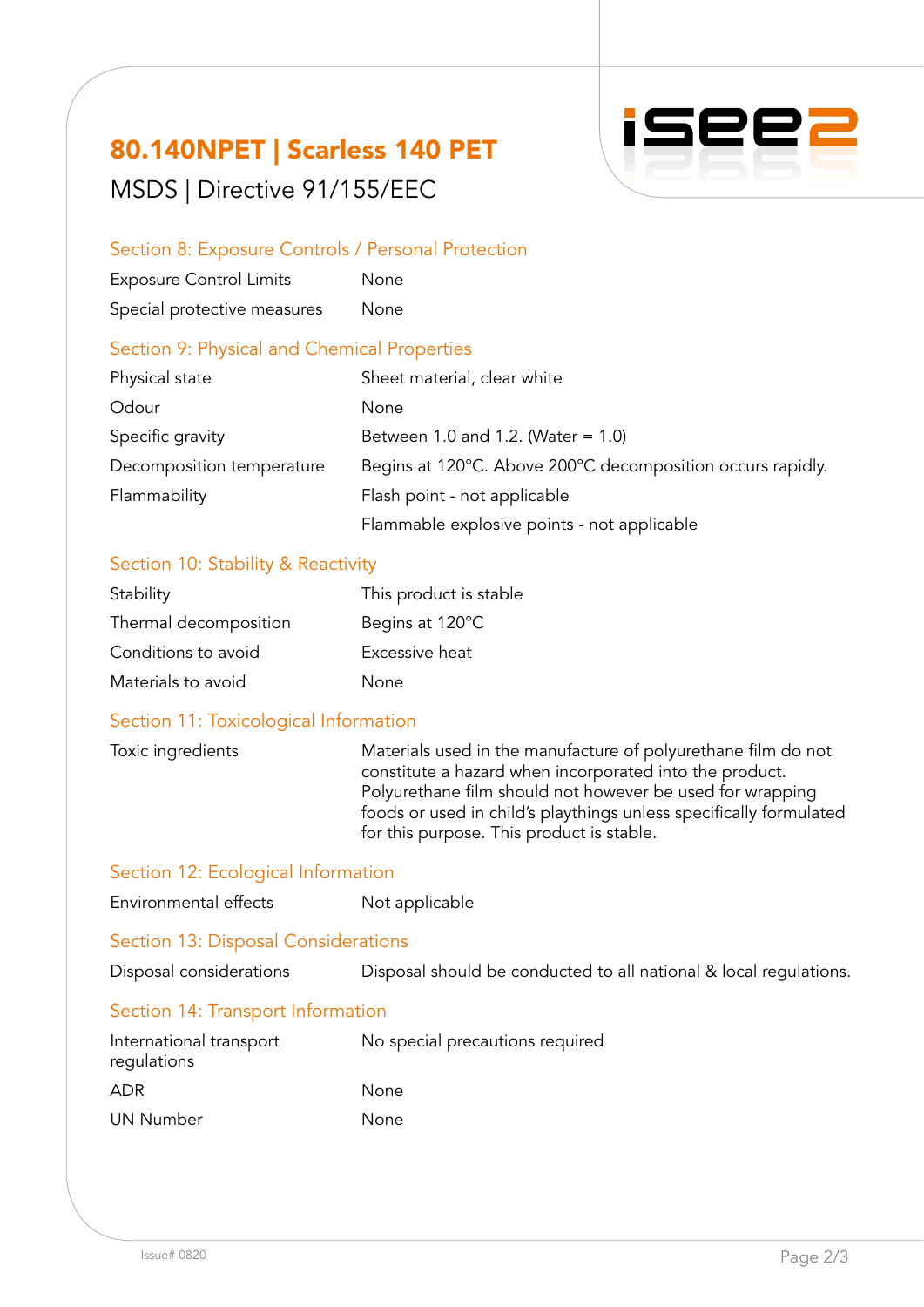# 80.140NPET | Scarless 140 PET

MSDS | Directive 91/155/EEC

## Section 8: Exposure Controls / Personal Protection

| | |
|---|---|
| Exposure Control Limits | None |
| Special protective measures | None |

## Section 9: Physical and Chemical Properties

| | |
|---|---|
| Physical state | Sheet material, clear white |
| Odour | None |
| Specific gravity | Between 1.0 and 1.2. (Water = 1.0) |
| Decomposition temperature | Begins at 120°C. Above 200°C decomposition occurs rapidly. |
| Flammability | Flash point - not applicable |
| | Flammable explosive points - not applicable |

## Section 10: Stability & Reactivity

| | |
|---|---|
| Stability | This product is stable |
| Thermal decomposition | Begins at 120°C |
| Conditions to avoid | Excessive heat |
| Materials to avoid | None |

## Section 11: Toxicological Information

| | |
|---|---|
| Toxic ingredients | Materials used in the manufacture of polyurethane film do not constitute a hazard when incorporated into the product. Polyurethane film should not however be used for wrapping foods or used in child's playthings unless specifically formulated for this purpose. This product is stable. |

## Section 12: Ecological Information

| | |
|---|---|
| Environmental effects | Not applicable |

## Section 13: Disposal Considerations

| | |
|---|---|
| Disposal considerations | Disposal should be conducted to all national & local regulations. |

## Section 14: Transport Information

| | |
|---|---|
| International transport regulations | No special precautions required |
| ADR | None |
| UN Number | None |

Issue# 0820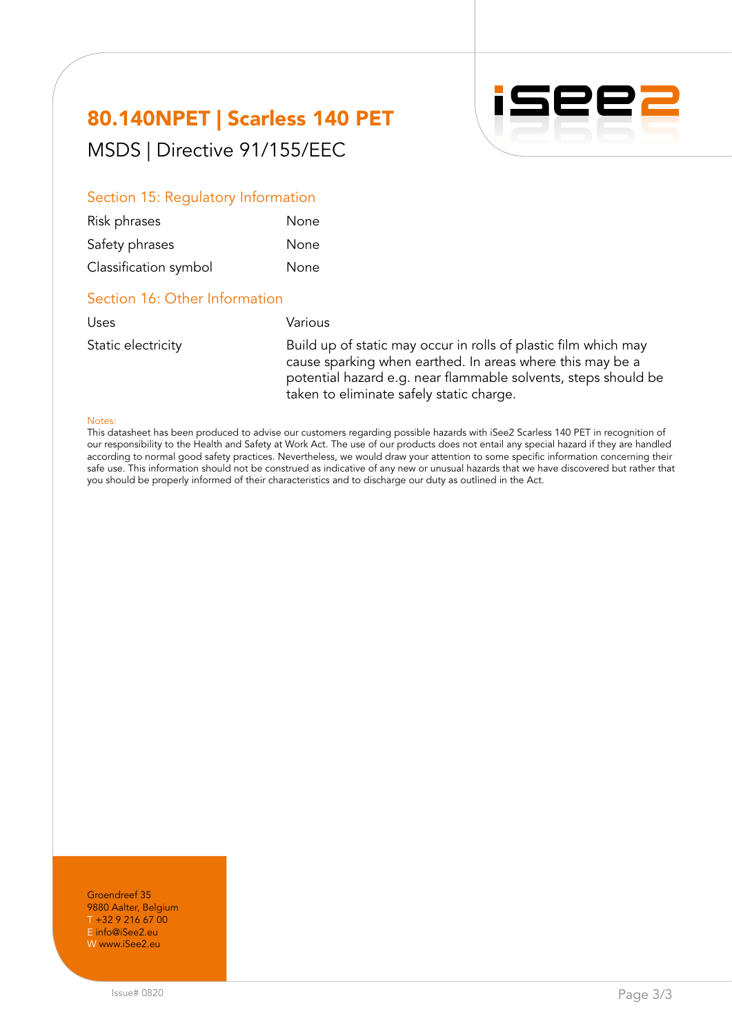# 80.140NPET | Scarless 140 PET

MSDS | Directive 91/155/EEC

## Section 15: Regulatory Information

| | |
|---|---|
| Risk phrases | None |
| Safety phrases | None |
| Classification symbol | None |

## Section 16: Other Information

| | |
|---|---|
| Uses | Various |
| Static electricity | Build up of static may occur in rolls of plastic film which may cause sparking when earthed. In areas where this may be a potential hazard e.g. near flammable solvents, steps should be taken to eliminate safely static charge. |

Notes:

This datasheet has been produced to advise our customers regarding possible hazards with iSee2 Scarless 140 PET in recognition of our responsibility to the Health and Safety at Work Act. The use of our products does not entail any special hazard if they are handled according to normal good safety practices. Nevertheless, we would draw your attention to some specific information concerning their safe use. This information should not be construed as indicative of any new or unusual hazards that we have discovered but rather that you should be properly informed of their characteristics and to discharge our duty as outlined in the Act.

Groendreef 35
9880 Aalter, Belgium
T +32 9 216 67 00
E info@iSee2.eu
W www.iSee2.eu

Issue# 0820